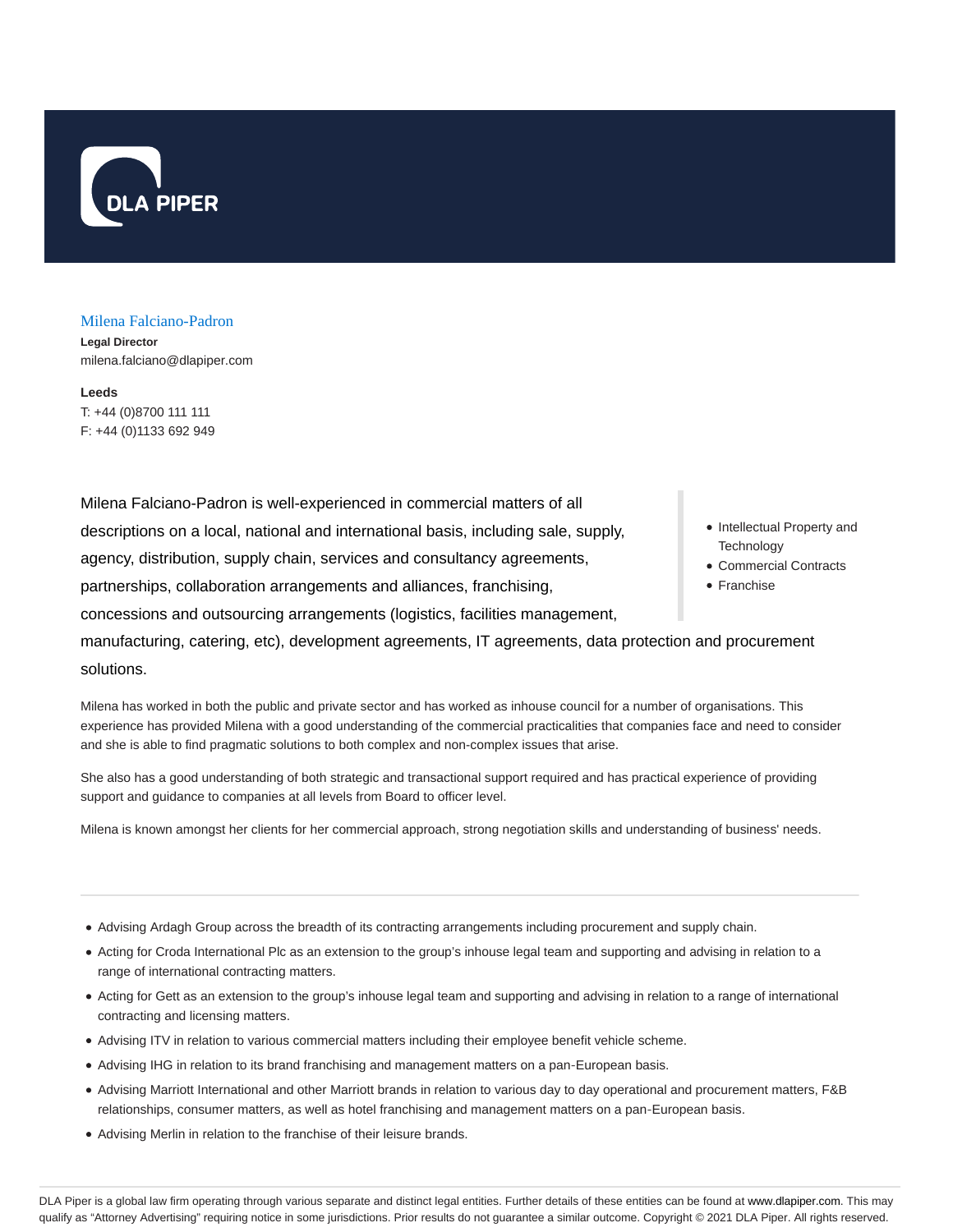DLA PIPER

## Milena Falciano-Padron

**Legal Director**
milena.falciano@dlapiper.com

**Leeds**
T: +44 (0)8700 111 111
F: +44 (0)1133 692 949

- Intellectual Property and Technology
- Commercial Contracts
- Franchise

Milena Falciano-Padron is well-experienced in commercial matters of all descriptions on a local, national and international basis, including sale, supply, agency, distribution, supply chain, services and consultancy agreements, partnerships, collaboration arrangements and alliances, franchising, concessions and outsourcing arrangements (logistics, facilities management, manufacturing, catering, etc), development agreements, IT agreements, data protection and procurement solutions.

Milena has worked in both the public and private sector and has worked as inhouse council for a number of organisations. This experience has provided Milena with a good understanding of the commercial practicalities that companies face and need to consider and she is able to find pragmatic solutions to both complex and non-complex issues that arise.

She also has a good understanding of both strategic and transactional support required and has practical experience of providing support and guidance to companies at all levels from Board to officer level.

Milena is known amongst her clients for her commercial approach, strong negotiation skills and understanding of business' needs.

---

- Advising Ardagh Group across the breadth of its contracting arrangements including procurement and supply chain.
- Acting for Croda International Plc as an extension to the group's inhouse legal team and supporting and advising in relation to a range of international contracting matters.
- Acting for Gett as an extension to the group's inhouse legal team and supporting and advising in relation to a range of international contracting and licensing matters.
- Advising ITV in relation to various commercial matters including their employee benefit vehicle scheme.
- Advising IHG in relation to its brand franchising and management matters on a pan-European basis.
- Advising Marriott International and other Marriott brands in relation to various day to day operational and procurement matters, F&B relationships, consumer matters, as well as hotel franchising and management matters on a pan-European basis.
- Advising Merlin in relation to the franchise of their leisure brands.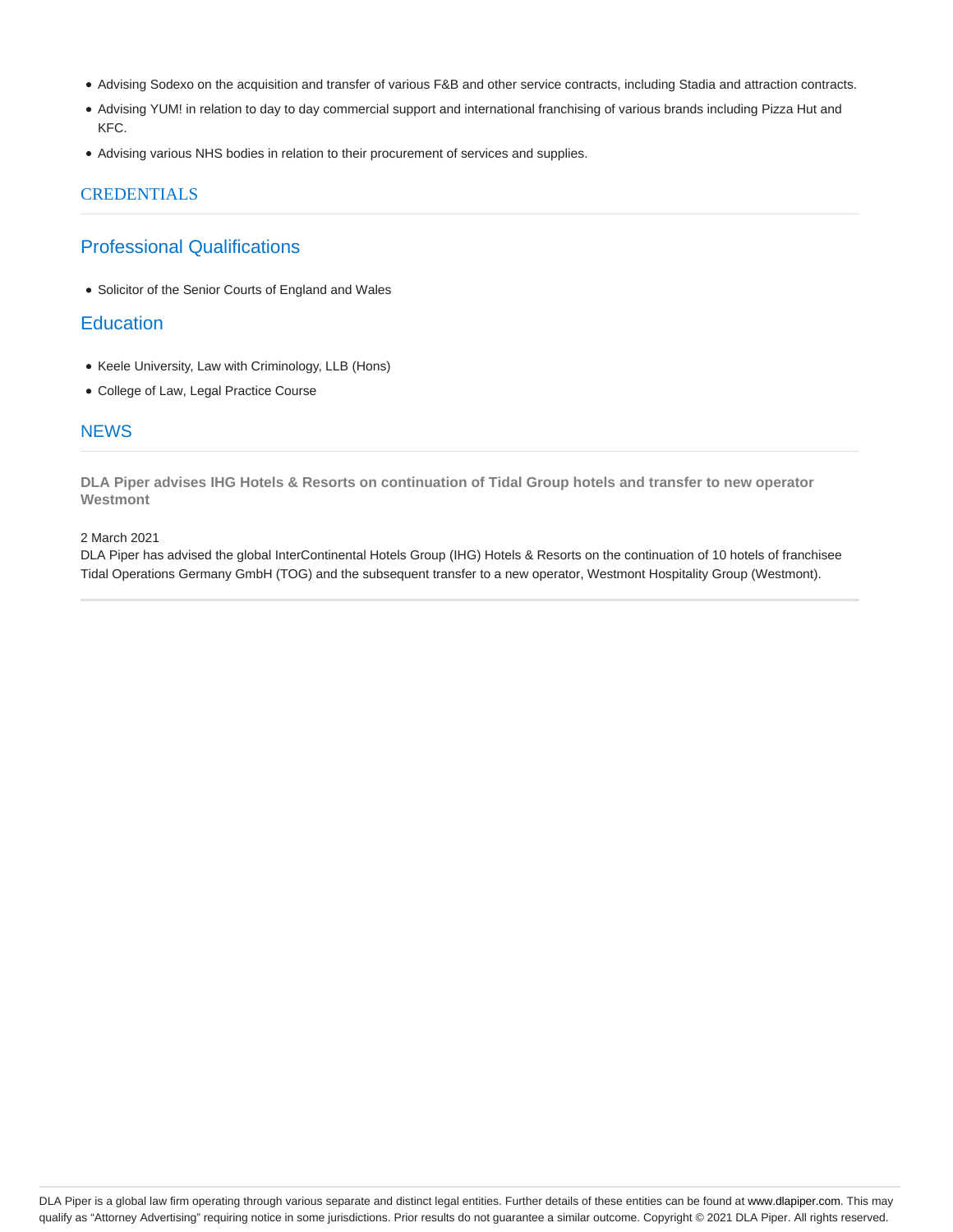- Advising Sodexo on the acquisition and transfer of various F&B and other service contracts, including Stadia and attraction contracts.
- Advising YUM! in relation to day to day commercial support and international franchising of various brands including Pizza Hut and KFC.
- Advising various NHS bodies in relation to their procurement of services and supplies.

## CREDENTIALS

### Professional Qualifications

- Solicitor of the Senior Courts of England and Wales

### Education

- Keele University, Law with Criminology, LLB (Hons)
- College of Law, Legal Practice Course

## NEWS

**DLA Piper advises IHG Hotels & Resorts on continuation of Tidal Group hotels and transfer to new operator Westmont**

2 March 2021

DLA Piper has advised the global InterContinental Hotels Group (IHG) Hotels & Resorts on the continuation of 10 hotels of franchisee Tidal Operations Germany GmbH (TOG) and the subsequent transfer to a new operator, Westmont Hospitality Group (Westmont).

DLA Piper is a global law firm operating through various separate and distinct legal entities. Further details of these entities can be found at www.dlapiper.com. This may qualify as "Attorney Advertising" requiring notice in some jurisdictions. Prior results do not guarantee a similar outcome. Copyright © 2021 DLA Piper. All rights reserved.